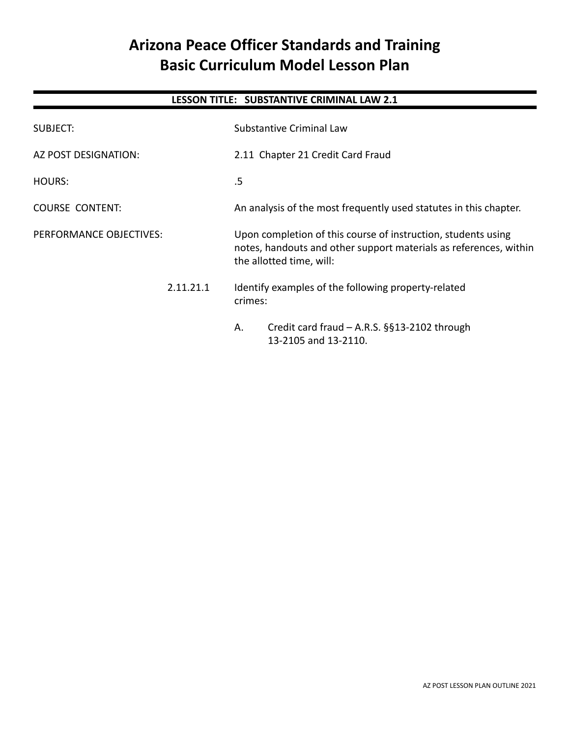# Arizona Peace Officer Standards and Training
# Basic Curriculum Model Lesson Plan

## LESSON TITLE: SUBSTANTIVE CRIMINAL LAW 2.1

SUBJECT: Substantive Criminal Law

AZ POST DESIGNATION: 2.11 Chapter 21 Credit Card Fraud

HOURS: .5

COURSE CONTENT: An analysis of the most frequently used statutes in this chapter.

PERFORMANCE OBJECTIVES: Upon completion of this course of instruction, students using notes, handouts and other support materials as references, within the allotted time, will:

2.11.21.1 Identify examples of the following property-related crimes:

A. Credit card fraud – A.R.S. §§13-2102 through 13-2105 and 13-2110.

AZ POST LESSON PLAN OUTLINE 2021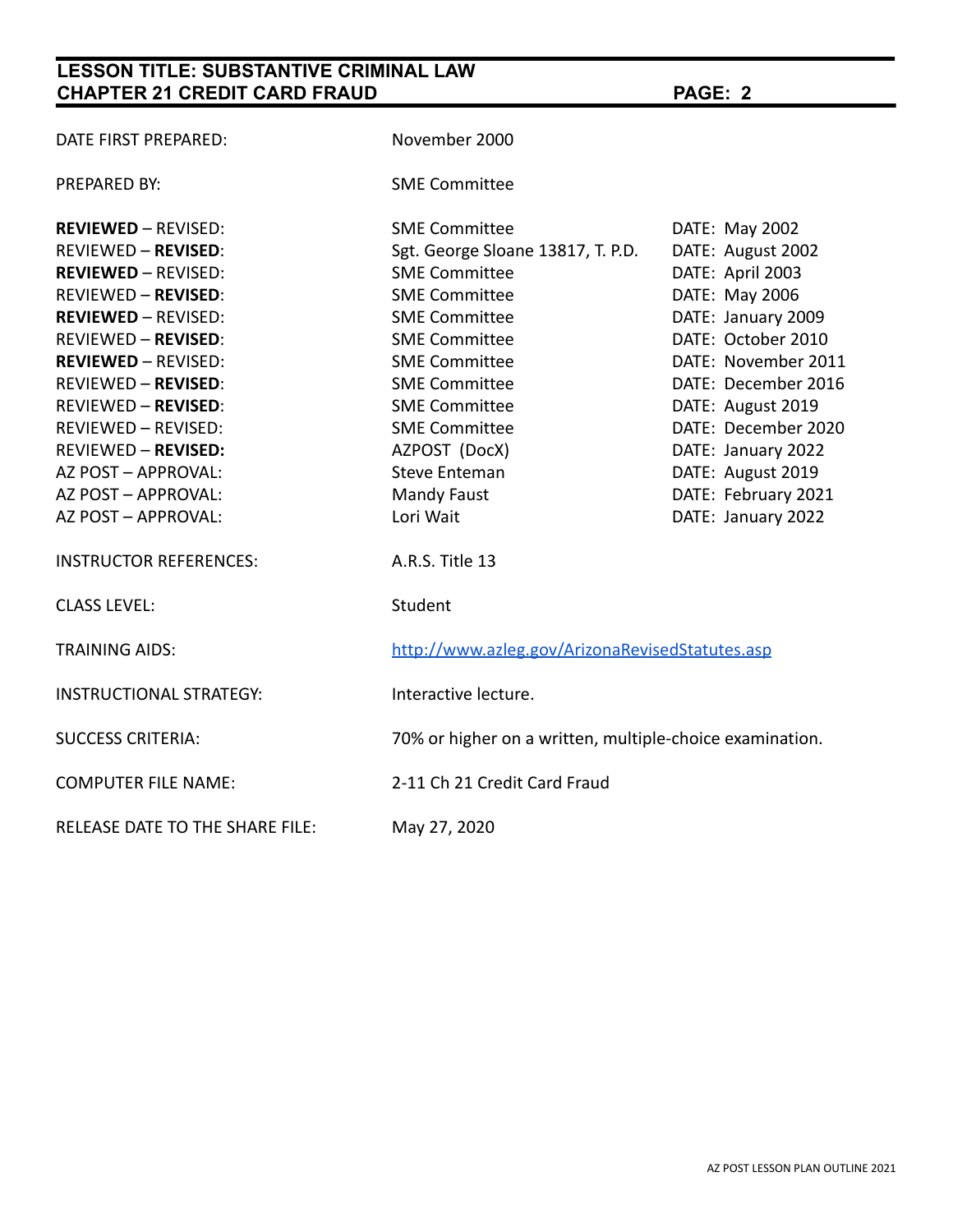DATE FIRST PREPARED: November 2000

PREPARED BY: SME Committee

| | | |
|---|---|---|
| **REVIEWED** – REVISED: | SME Committee | DATE: May 2002 |
| REVIEWED – **REVISED**: | Sgt. George Sloane 13817, T. P.D. | DATE: August 2002 |
| **REVIEWED** – REVISED: | SME Committee | DATE: April 2003 |
| REVIEWED – **REVISED**: | SME Committee | DATE: May 2006 |
| **REVIEWED** – REVISED: | SME Committee | DATE: January 2009 |
| REVIEWED – **REVISED**: | SME Committee | DATE: October 2010 |
| **REVIEWED** – REVISED: | SME Committee | DATE: November 2011 |
| REVIEWED – **REVISED**: | SME Committee | DATE: December 2016 |
| REVIEWED – **REVISED**: | SME Committee | DATE: August 2019 |
| REVIEWED – REVISED: | SME Committee | DATE: December 2020 |
| REVIEWED – **REVISED:** | AZPOST (DocX) | DATE: January 2022 |
| AZ POST – APPROVAL: | Steve Enteman | DATE: August 2019 |
| AZ POST – APPROVAL: | Mandy Faust | DATE: February 2021 |
| AZ POST – APPROVAL: | Lori Wait | DATE: January 2022 |

INSTRUCTOR REFERENCES: A.R.S. Title 13

CLASS LEVEL: Student

TRAINING AIDS: http://www.azleg.gov/ArizonaRevisedStatutes.asp

INSTRUCTIONAL STRATEGY: Interactive lecture.

SUCCESS CRITERIA: 70% or higher on a written, multiple-choice examination.

COMPUTER FILE NAME: 2-11 Ch 21 Credit Card Fraud

RELEASE DATE TO THE SHARE FILE: May 27, 2020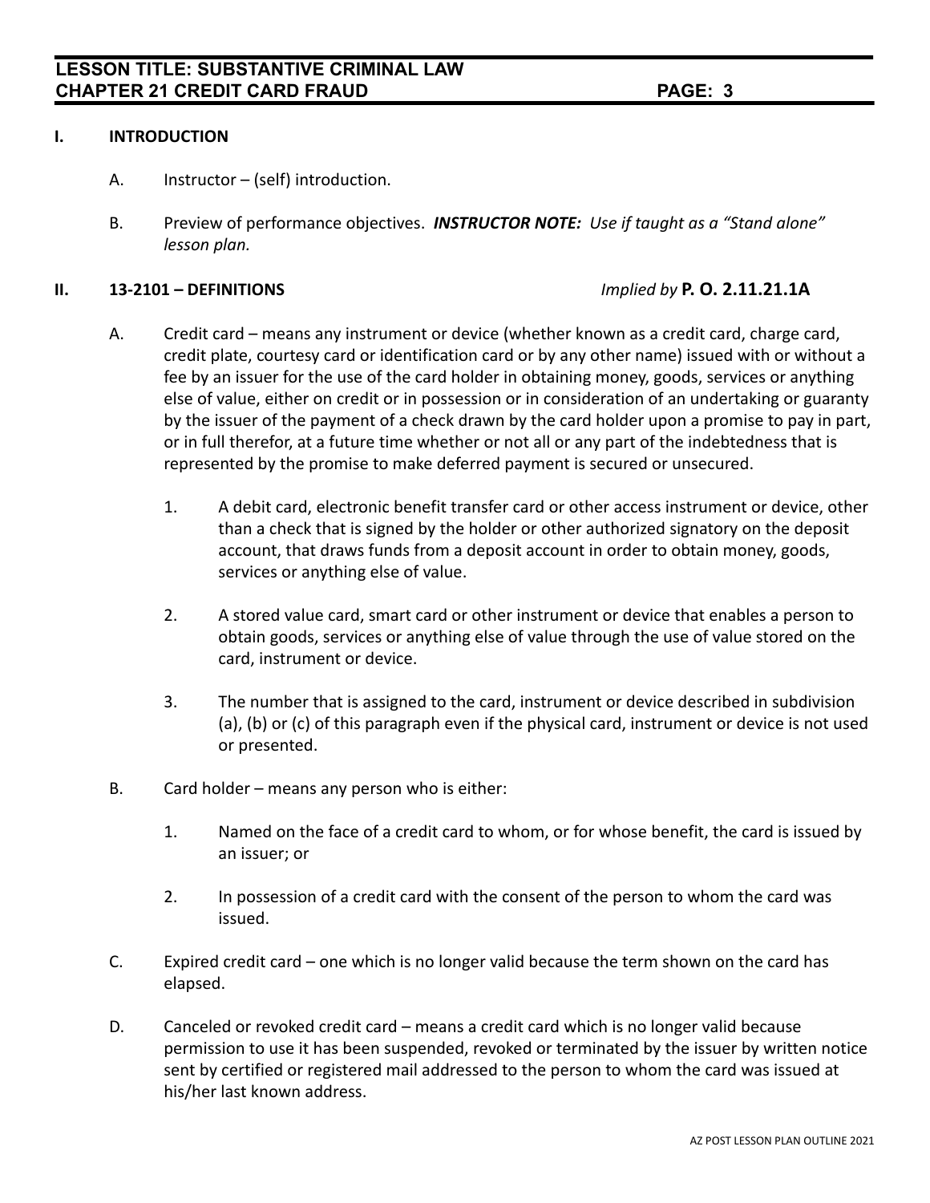## I. INTRODUCTION

A. Instructor – (self) introduction.

B. Preview of performance objectives. ***INSTRUCTOR NOTE:*** *Use if taught as a "Stand alone" lesson plan.*

## II. 13-2101 – DEFINITIONS *Implied by* **P. O. 2.11.21.1A**

A. Credit card – means any instrument or device (whether known as a credit card, charge card, credit plate, courtesy card or identification card or by any other name) issued with or without a fee by an issuer for the use of the card holder in obtaining money, goods, services or anything else of value, either on credit or in possession or in consideration of an undertaking or guaranty by the issuer of the payment of a check drawn by the card holder upon a promise to pay in part, or in full therefor, at a future time whether or not all or any part of the indebtedness that is represented by the promise to make deferred payment is secured or unsecured.

1. A debit card, electronic benefit transfer card or other access instrument or device, other than a check that is signed by the holder or other authorized signatory on the deposit account, that draws funds from a deposit account in order to obtain money, goods, services or anything else of value.

2. A stored value card, smart card or other instrument or device that enables a person to obtain goods, services or anything else of value through the use of value stored on the card, instrument or device.

3. The number that is assigned to the card, instrument or device described in subdivision (a), (b) or (c) of this paragraph even if the physical card, instrument or device is not used or presented.

B. Card holder – means any person who is either:

1. Named on the face of a credit card to whom, or for whose benefit, the card is issued by an issuer; or

2. In possession of a credit card with the consent of the person to whom the card was issued.

C. Expired credit card – one which is no longer valid because the term shown on the card has elapsed.

D. Canceled or revoked credit card – means a credit card which is no longer valid because permission to use it has been suspended, revoked or terminated by the issuer by written notice sent by certified or registered mail addressed to the person to whom the card was issued at his/her last known address.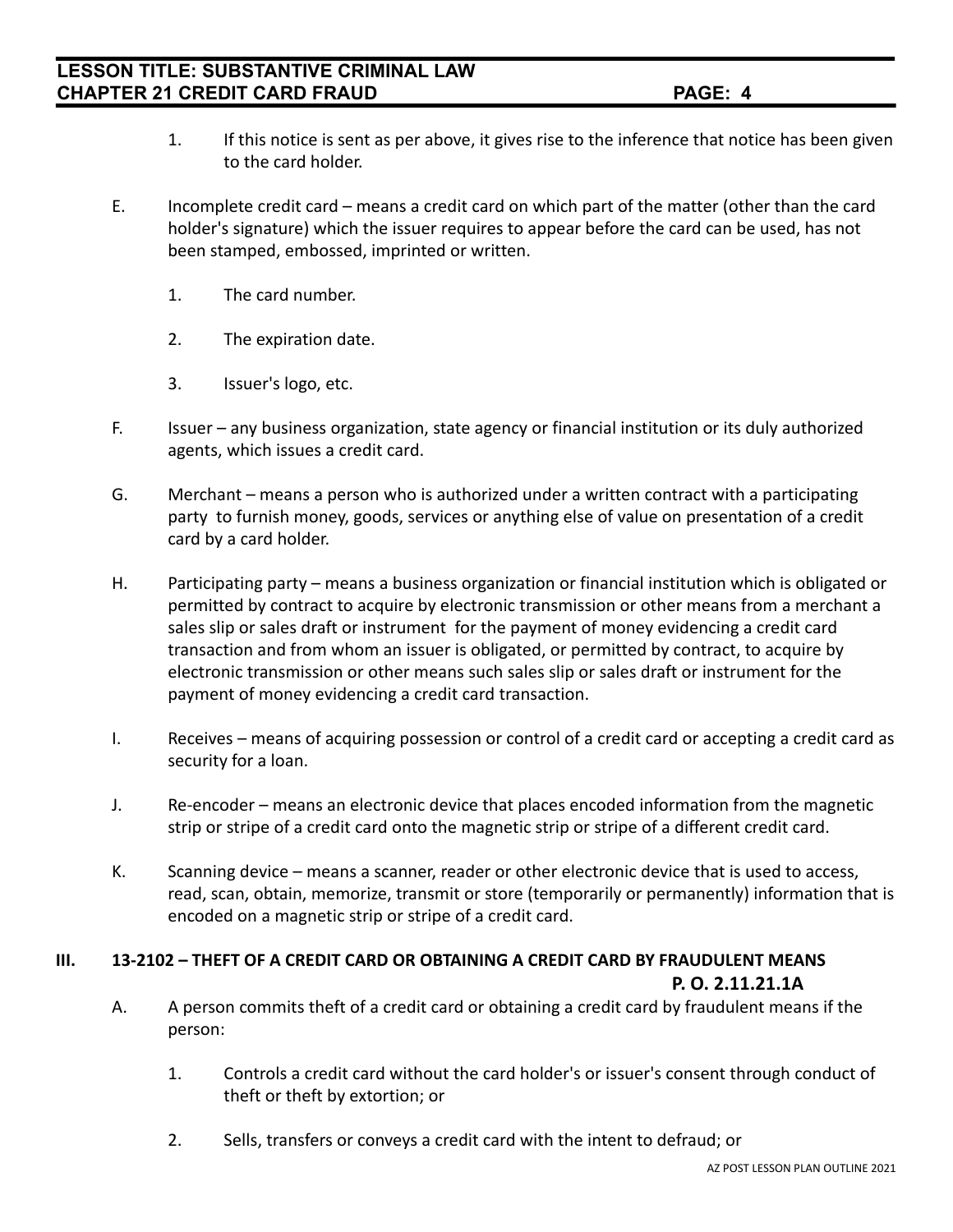1. If this notice is sent as per above, it gives rise to the inference that notice has been given to the card holder.

E. Incomplete credit card – means a credit card on which part of the matter (other than the card holder's signature) which the issuer requires to appear before the card can be used, has not been stamped, embossed, imprinted or written.

   1. The card number.

   2. The expiration date.

   3. Issuer's logo, etc.

F. Issuer – any business organization, state agency or financial institution or its duly authorized agents, which issues a credit card.

G. Merchant – means a person who is authorized under a written contract with a participating party to furnish money, goods, services or anything else of value on presentation of a credit card by a card holder.

H. Participating party – means a business organization or financial institution which is obligated or permitted by contract to acquire by electronic transmission or other means from a merchant a sales slip or sales draft or instrument for the payment of money evidencing a credit card transaction and from whom an issuer is obligated, or permitted by contract, to acquire by electronic transmission or other means such sales slip or sales draft or instrument for the payment of money evidencing a credit card transaction.

I. Receives – means of acquiring possession or control of a credit card or accepting a credit card as security for a loan.

J. Re-encoder – means an electronic device that places encoded information from the magnetic strip or stripe of a credit card onto the magnetic strip or stripe of a different credit card.

K. Scanning device – means a scanner, reader or other electronic device that is used to access, read, scan, obtain, memorize, transmit or store (temporarily or permanently) information that is encoded on a magnetic strip or stripe of a credit card.

## III. 13-2102 – THEFT OF A CREDIT CARD OR OBTAINING A CREDIT CARD BY FRAUDULENT MEANS

**P. O. 2.11.21.1A**

A. A person commits theft of a credit card or obtaining a credit card by fraudulent means if the person:

   1. Controls a credit card without the card holder's or issuer's consent through conduct of theft or theft by extortion; or

   2. Sells, transfers or conveys a credit card with the intent to defraud; or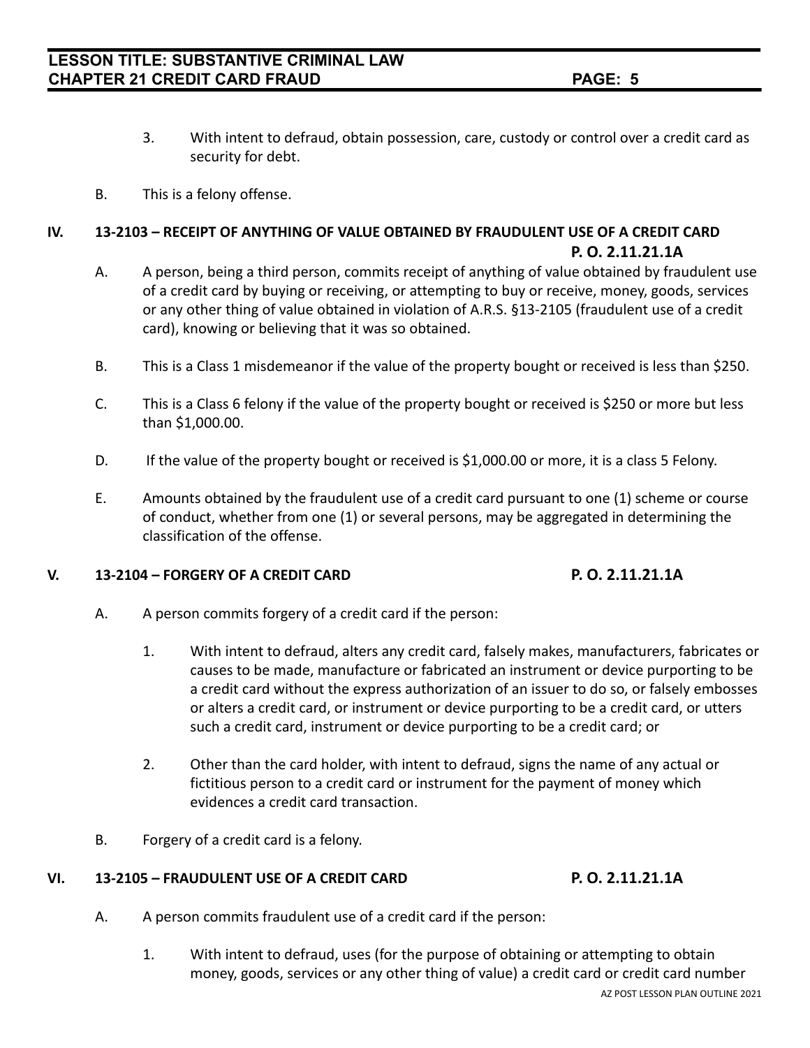3. With intent to defraud, obtain possession, care, custody or control over a credit card as security for debt.

B. This is a felony offense.

## IV. 13-2103 – RECEIPT OF ANYTHING OF VALUE OBTAINED BY FRAUDULENT USE OF A CREDIT CARD P. O. 2.11.21.1A

A. A person, being a third person, commits receipt of anything of value obtained by fraudulent use of a credit card by buying or receiving, or attempting to buy or receive, money, goods, services or any other thing of value obtained in violation of A.R.S. §13-2105 (fraudulent use of a credit card), knowing or believing that it was so obtained.

B. This is a Class 1 misdemeanor if the value of the property bought or received is less than $250.

C. This is a Class 6 felony if the value of the property bought or received is $250 or more but less than $1,000.00.

D. If the value of the property bought or received is $1,000.00 or more, it is a class 5 Felony.

E. Amounts obtained by the fraudulent use of a credit card pursuant to one (1) scheme or course of conduct, whether from one (1) or several persons, may be aggregated in determining the classification of the offense.

## V. 13-2104 – FORGERY OF A CREDIT CARD P. O. 2.11.21.1A

A. A person commits forgery of a credit card if the person:

1. With intent to defraud, alters any credit card, falsely makes, manufacturers, fabricates or causes to be made, manufacture or fabricated an instrument or device purporting to be a credit card without the express authorization of an issuer to do so, or falsely embosses or alters a credit card, or instrument or device purporting to be a credit card, or utters such a credit card, instrument or device purporting to be a credit card; or

2. Other than the card holder, with intent to defraud, signs the name of any actual or fictitious person to a credit card or instrument for the payment of money which evidences a credit card transaction.

B. Forgery of a credit card is a felony.

## VI. 13-2105 – FRAUDULENT USE OF A CREDIT CARD P. O. 2.11.21.1A

A. A person commits fraudulent use of a credit card if the person:

1. With intent to defraud, uses (for the purpose of obtaining or attempting to obtain money, goods, services or any other thing of value) a credit card or credit card number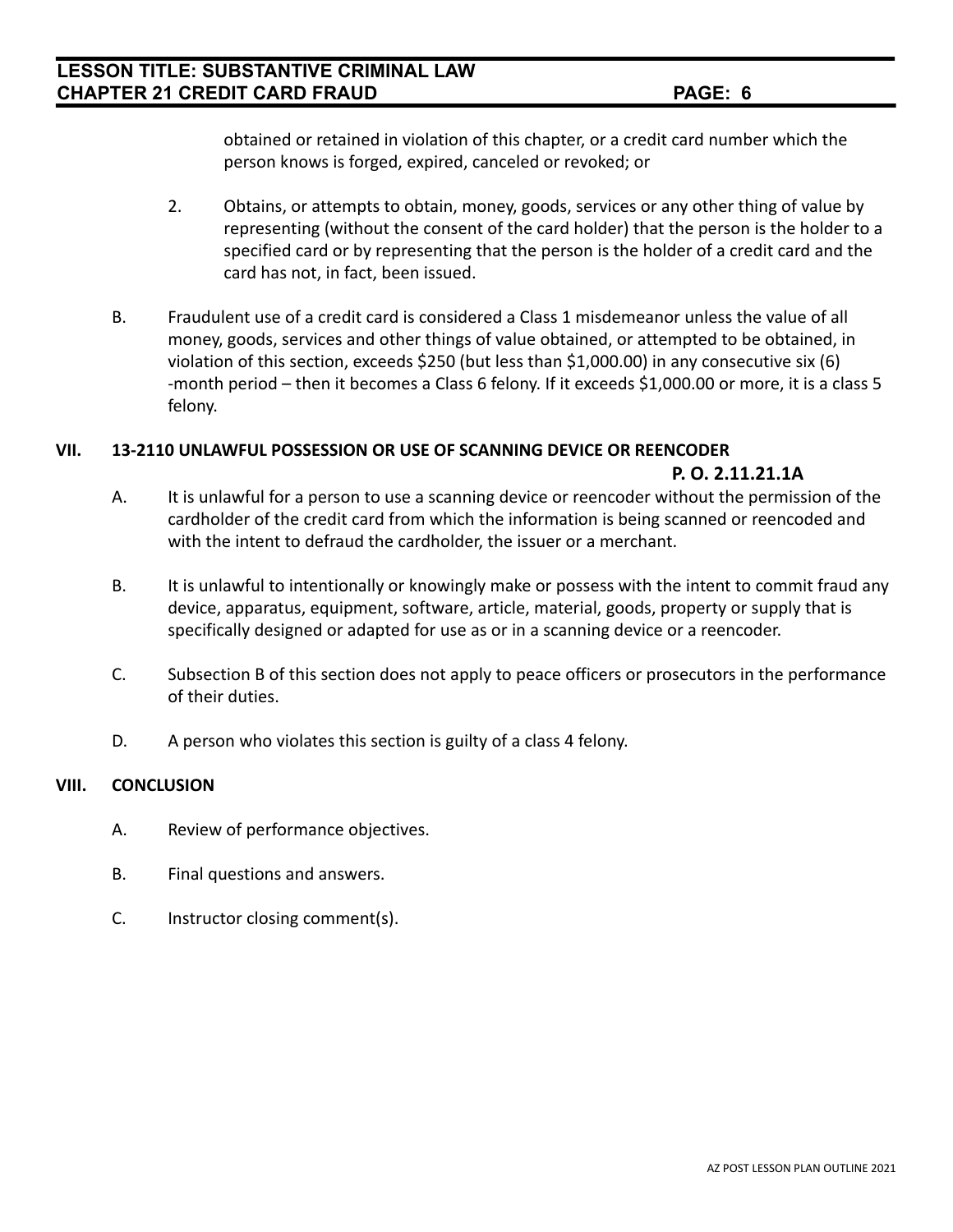obtained or retained in violation of this chapter, or a credit card number which the person knows is forged, expired, canceled or revoked; or

2. Obtains, or attempts to obtain, money, goods, services or any other thing of value by representing (without the consent of the card holder) that the person is the holder to a specified card or by representing that the person is the holder of a credit card and the card has not, in fact, been issued.

B. Fraudulent use of a credit card is considered a Class 1 misdemeanor unless the value of all money, goods, services and other things of value obtained, or attempted to be obtained, in violation of this section, exceeds $250 (but less than $1,000.00) in any consecutive six (6) -month period – then it becomes a Class 6 felony. If it exceeds $1,000.00 or more, it is a class 5 felony.

## VII. 13-2110 UNLAWFUL POSSESSION OR USE OF SCANNING DEVICE OR REENCODER

**P. O. 2.11.21.1A**

A. It is unlawful for a person to use a scanning device or reencoder without the permission of the cardholder of the credit card from which the information is being scanned or reencoded and with the intent to defraud the cardholder, the issuer or a merchant.

B. It is unlawful to intentionally or knowingly make or possess with the intent to commit fraud any device, apparatus, equipment, software, article, material, goods, property or supply that is specifically designed or adapted for use as or in a scanning device or a reencoder.

C. Subsection B of this section does not apply to peace officers or prosecutors in the performance of their duties.

D. A person who violates this section is guilty of a class 4 felony.

## VIII. CONCLUSION

A. Review of performance objectives.

B. Final questions and answers.

C. Instructor closing comment(s).